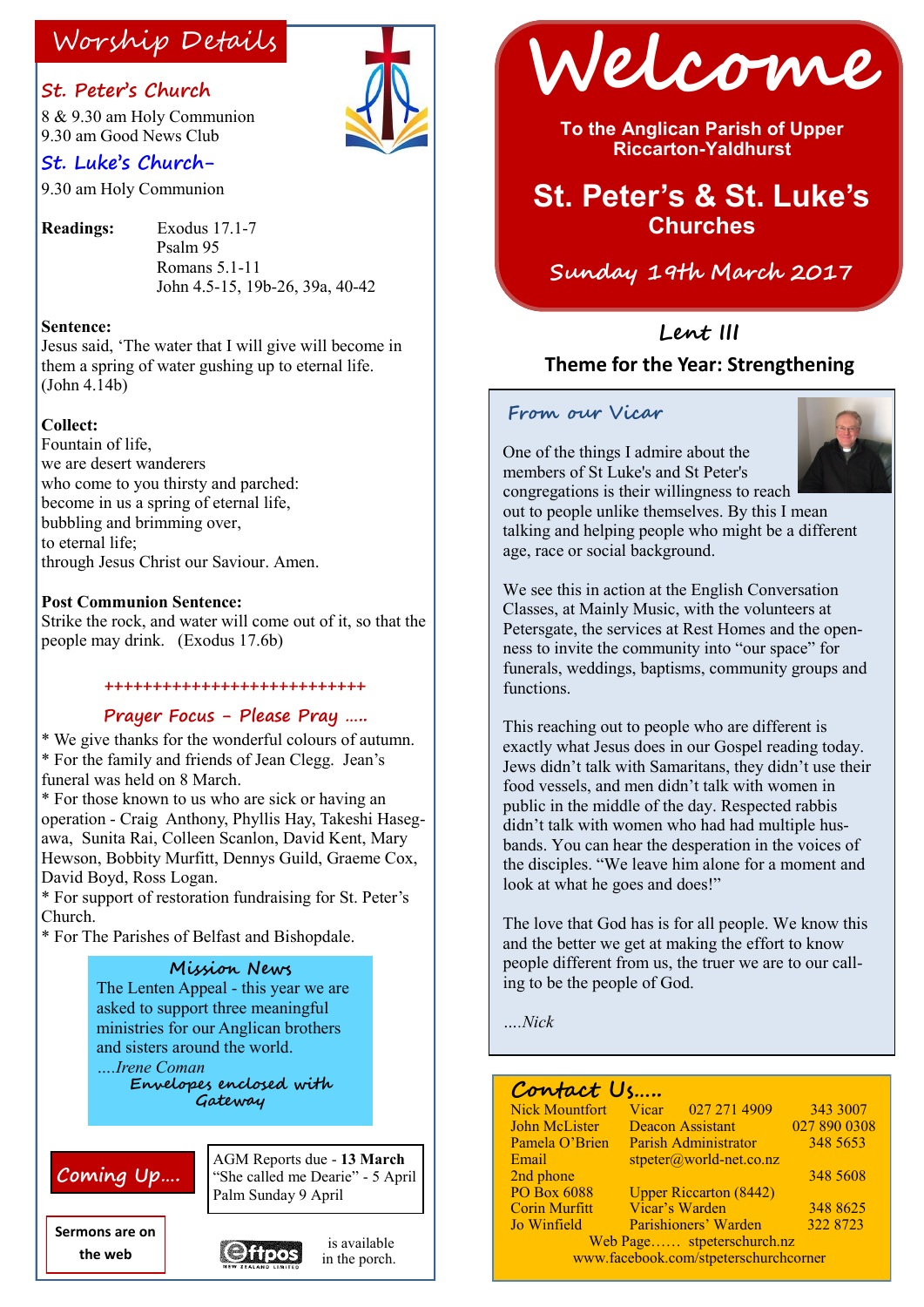# Welcome

**To the Anglican Parish of Upper Riccarton-Yaldhurst**

## St. Peter's & St. Luke's Churches

**Sunday 19th March 2017**

### Lent III

**Theme for the Year: Strengthening**

## Worship Details

### St. Peter's Church

8 & 9.30 am Holy Communion
9.30 am Good News Club

### St. Luke's Church-

9.30 am Holy Communion

**Readings:**
Exodus 17.1-7
Psalm 95
Romans 5.1-11
John 4.5-15, 19b-26, 39a, 40-42

**Sentence:**
Jesus said, 'The water that I will give will become in them a spring of water gushing up to eternal life. (John 4.14b)

**Collect:**
Fountain of life,
we are desert wanderers
who come to you thirsty and parched:
become in us a spring of eternal life,
bubbling and brimming over,
to eternal life;
through Jesus Christ our Saviour. Amen.

**Post Communion Sentence:**
Strike the rock, and water will come out of it, so that the people may drink. (Exodus 17.6b)

+++++++++++++++++++++++++++

### Prayer Focus - Please Pray .....

* We give thanks for the wonderful colours of autumn.
* For the family and friends of Jean Clegg. Jean's funeral was held on 8 March.
* For those known to us who are sick or having an operation - Craig Anthony, Phyllis Hay, Takeshi Hasegawa, Sunita Rai, Colleen Scanlon, David Kent, Mary Hewson, Bobbity Murfitt, Dennys Guild, Graeme Cox, David Boyd, Ross Logan.
* For support of restoration fundraising for St. Peter's Church.
* For The Parishes of Belfast and Bishopdale.

### Mission News

The Lentern Appeal - this year we are asked to support three meaningful ministries for our Anglican brothers and sisters around the world.

*....Irene Coman*

**Envelopes enclosed with Gateway**

### Coming Up....

AGM Reports due - **13 March**
"She called me Dearie" - 5 April
Palm Sunday 9 April

**Sermons are on the web**

Eftpos is available in the porch.

### From our Vicar

One of the things I admire about the members of St Luke's and St Peter's congregations is their willingness to reach out to people unlike themselves. By this I mean talking and helping people who might be a different age, race or social background.

We see this in action at the English Conversation Classes, at Mainly Music, with the volunteers at Petersgate, the services at Rest Homes and the openness to invite the community into "our space" for funerals, weddings, baptisms, community groups and functions.

This reaching out to people who are different is exactly what Jesus does in our Gospel reading today. Jews didn't talk with Samaritans, they didn't use their food vessels, and men didn't talk with women in public in the middle of the day. Respected rabbis didn't talk with women who had had multiple husbands. You can hear the desperation in the voices of the disciples. "We leave him alone for a moment and look at what he goes and does!"

The love that God has is for all people. We know this and the better we get at making the effort to know people different from us, the truer we are to our calling to be the people of God.

*....Nick*

### Contact Us.....

| | | | |
|---|---|---|---|
| Nick Mountfort | Vicar | 027 271 4909 | 343 3007 |
| John McLister | Deacon Assistant | | 027 890 0308 |
| Pamela O'Brien | Parish Administrator | | 348 5653 |
| Email | stpeter@world-net.co.nz | | |
| 2nd phone | | | 348 5608 |
| PO Box 6088 | Upper Riccarton (8442) | | |
| Corin Murfitt | Vicar's Warden | | 348 8625 |
| Jo Winfield | Parishioners' Warden | | 322 8723 |

Web Page...... stpeterschurch.nz
www.facebook.com/stpeterschurchcorner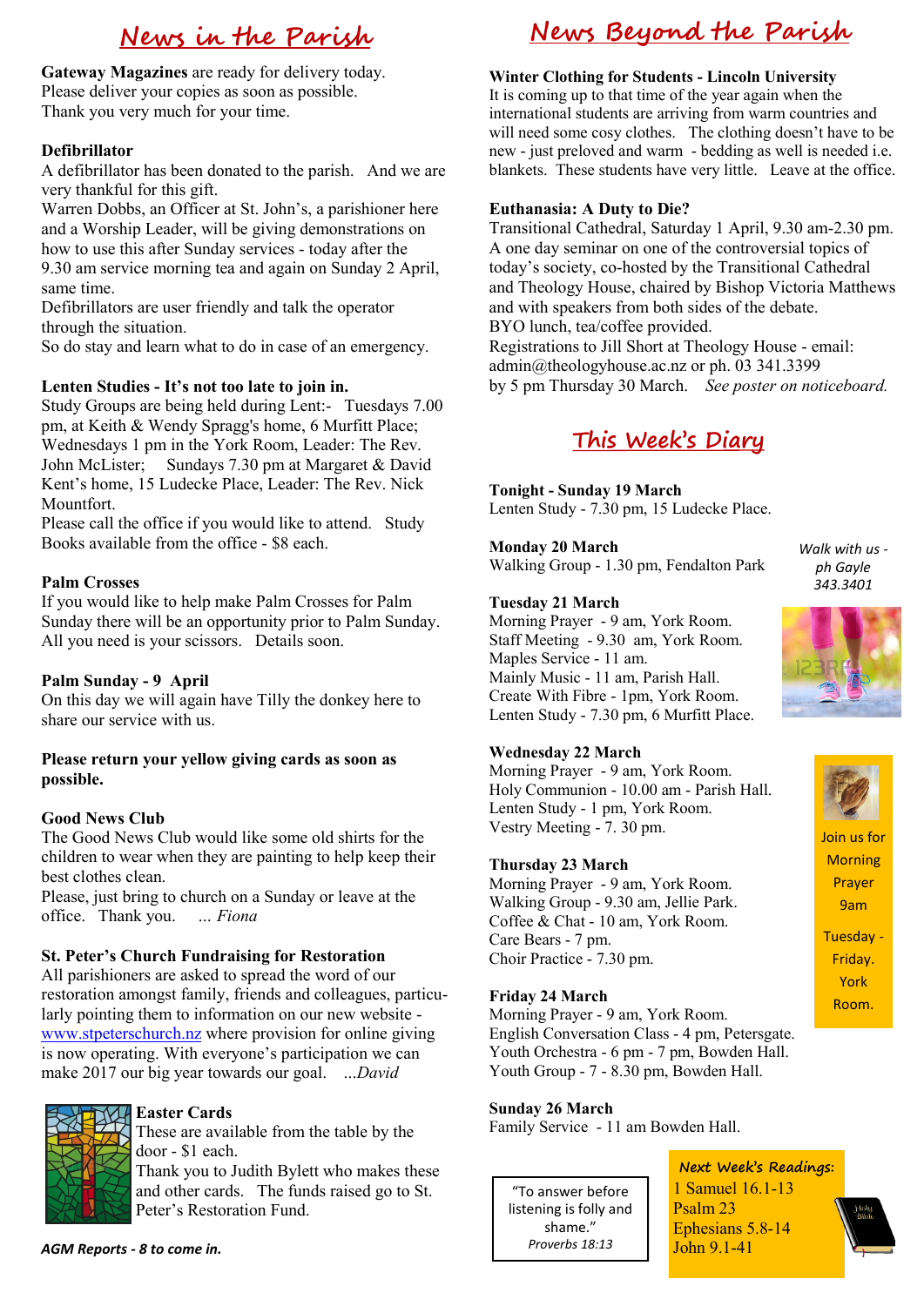# News in the Parish

**Gateway Magazines** are ready for delivery today. Please deliver your copies as soon as possible. Thank you very much for your time.

### Defibrillator

A defibrillator has been donated to the parish. And we are very thankful for this gift.

Warren Dobbs, an Officer at St. John's, a parishioner here and a Worship Leader, will be giving demonstrations on how to use this after Sunday services - today after the 9.30 am service morning tea and again on Sunday 2 April, same time.

Defibrillators are user friendly and talk the operator through the situation.

So do stay and learn what to do in case of an emergency.

### Lenten Studies - It's not too late to join in.

Study Groups are being held during Lent:- Tuesdays 7.00 pm, at Keith & Wendy Spragg's home, 6 Murfitt Place; Wednesdays 1 pm in the York Room, Leader: The Rev. John McLister; Sundays 7.30 pm at Margaret & David Kent's home, 15 Ludecke Place, Leader: The Rev. Nick Mountfort.

Please call the office if you would like to attend. Study Books available from the office - $8 each.

### Palm Crosses

If you would like to help make Palm Crosses for Palm Sunday there will be an opportunity prior to Palm Sunday. All you need is your scissors. Details soon.

### Palm Sunday - 9 April

On this day we will again have Tilly the donkey here to share our service with us.

**Please return your yellow giving cards as soon as possible.**

### Good News Club

The Good News Club would like some old shirts for the children to wear when they are painting to help keep their best clothes clean.

Please, just bring to church on a Sunday or leave at the office. Thank you. ... *Fiona*

### St. Peter's Church Fundraising for Restoration

All parishioners are asked to spread the word of our restoration amongst family, friends and colleagues, particularly pointing them to information on our new website - www.stpeterschurch.nz where provision for online giving is now operating. With everyone's participation we can make 2017 our big year towards our goal. *...David*

### Easter Cards

These are available from the table by the door - $1 each.

Thank you to Judith Bylett who makes these and other cards. The funds raised go to St. Peter's Restoration Fund.

***AGM Reports - 8 to come in.***

# News Beyond the Parish

### Winter Clothing for Students - Lincoln University

It is coming up to that time of the year again when the international students are arriving from warm countries and will need some cosy clothes. The clothing doesn't have to be new - just preloved and warm - bedding as well is needed i.e. blankets. These students have very little. Leave at the office.

### Euthanasia: A Duty to Die?

Transitional Cathedral, Saturday 1 April, 9.30 am-2.30 pm. A one day seminar on one of the controversial topics of today's society, co-hosted by the Transitional Cathedral and Theology House, chaired by Bishop Victoria Matthews and with speakers from both sides of the debate.

BYO lunch, tea/coffee provided.

Registrations to Jill Short at Theology House - email: admin@theologyhouse.ac.nz or ph. 03 341.3399 by 5 pm Thursday 30 March. *See poster on noticeboard.*

# This Week's Diary

**Tonight - Sunday 19 March**
Lenten Study - 7.30 pm, 15 Ludecke Place.

**Monday 20 March**
Walking Group - 1.30 pm, Fendalton Park

*Walk with us - ph Gayle 343.3401*

**Tuesday 21 March**
Morning Prayer - 9 am, York Room.
Staff Meeting - 9.30 am, York Room.
Maples Service - 11 am.
Mainly Music - 11 am, Parish Hall.
Create With Fibre - 1pm, York Room.
Lenten Study - 7.30 pm, 6 Murfitt Place.

**Wednesday 22 March**
Morning Prayer - 9 am, York Room.
Holy Communion - 10.00 am - Parish Hall.
Lenten Study - 1 pm, York Room.
Vestry Meeting - 7. 30 pm.

Join us for Morning Prayer 9am Tuesday - Friday. York Room.

**Thursday 23 March**
Morning Prayer - 9 am, York Room.
Walking Group - 9.30 am, Jellie Park.
Coffee & Chat - 10 am, York Room.
Care Bears - 7 pm.
Choir Practice - 7.30 pm.

**Friday 24 March**
Morning Prayer - 9 am, York Room.
English Conversation Class - 4 pm, Petersgate.
Youth Orchestra - 6 pm - 7 pm, Bowden Hall.
Youth Group - 7 - 8.30 pm, Bowden Hall.

**Sunday 26 March**
Family Service - 11 am Bowden Hall.

"To answer before listening is folly and shame."
*Proverbs 18:13*

***Next Week's Readings:***
1 Samuel 16.1-13
Psalm 23
Ephesians 5.8-14
John 9.1-41